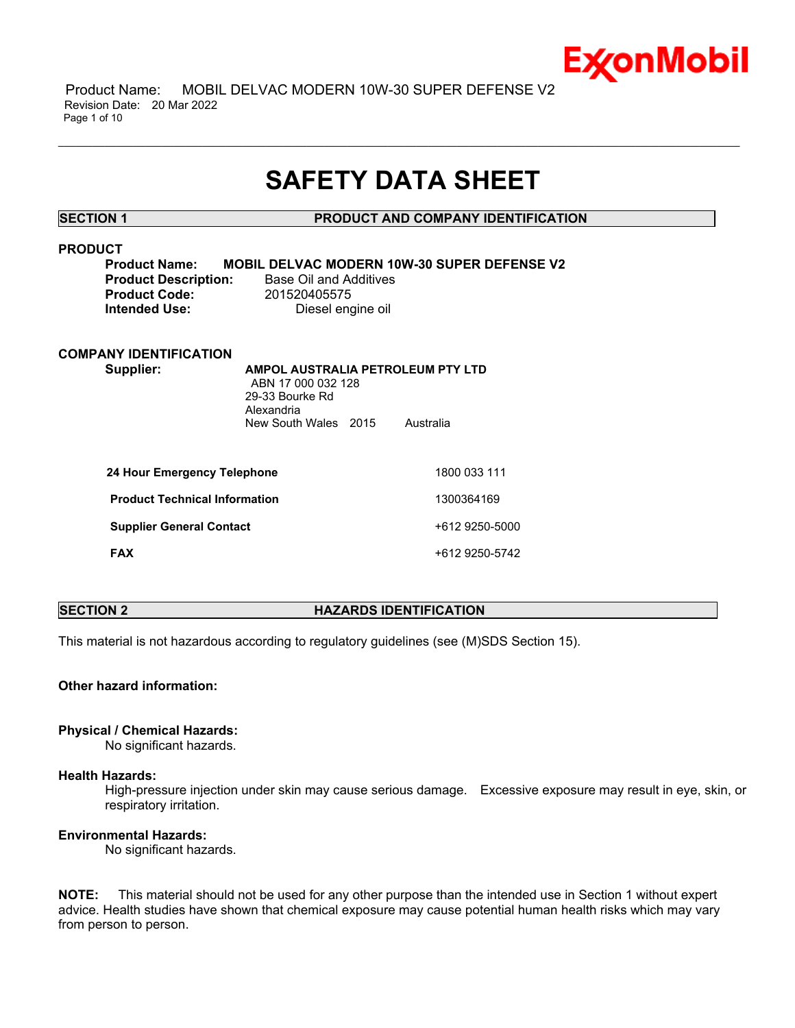# SAFETY DATA SHEET

## SECTION 1 PRODUCT AND COMPANY IDENTIFICATION

### PRODUCT

**Product Name:** **MOBIL DELVAC MODERN 10W-30 SUPER DEFENSE V2**
**Product Description:** Base Oil and Additives
**Product Code:** 201520405575
**Intended Use:** Diesel engine oil

### COMPANY IDENTIFICATION

**Supplier:** **AMPOL AUSTRALIA PETROLEUM PTY LTD**
ABN 17 000 032 128
29-33 Bourke Rd
Alexandria
New South Wales 2015 Australia

| | |
|---|---|
| **24 Hour Emergency Telephone** | 1800 033 111 |
| **Product Technical Information** | 1300364169 |
| **Supplier General Contact** | +612 9250-5000 |
| **FAX** | +612 9250-5742 |

## SECTION 2 HAZARDS IDENTIFICATION

This material is not hazardous according to regulatory guidelines (see (M)SDS Section 15).

**Other hazard information:**

**Physical / Chemical Hazards:**
No significant hazards.

**Health Hazards:**
High-pressure injection under skin may cause serious damage. Excessive exposure may result in eye, skin, or respiratory irritation.

**Environmental Hazards:**
No significant hazards.

**NOTE:** This material should not be used for any other purpose than the intended use in Section 1 without expert advice. Health studies have shown that chemical exposure may cause potential human health risks which may vary from person to person.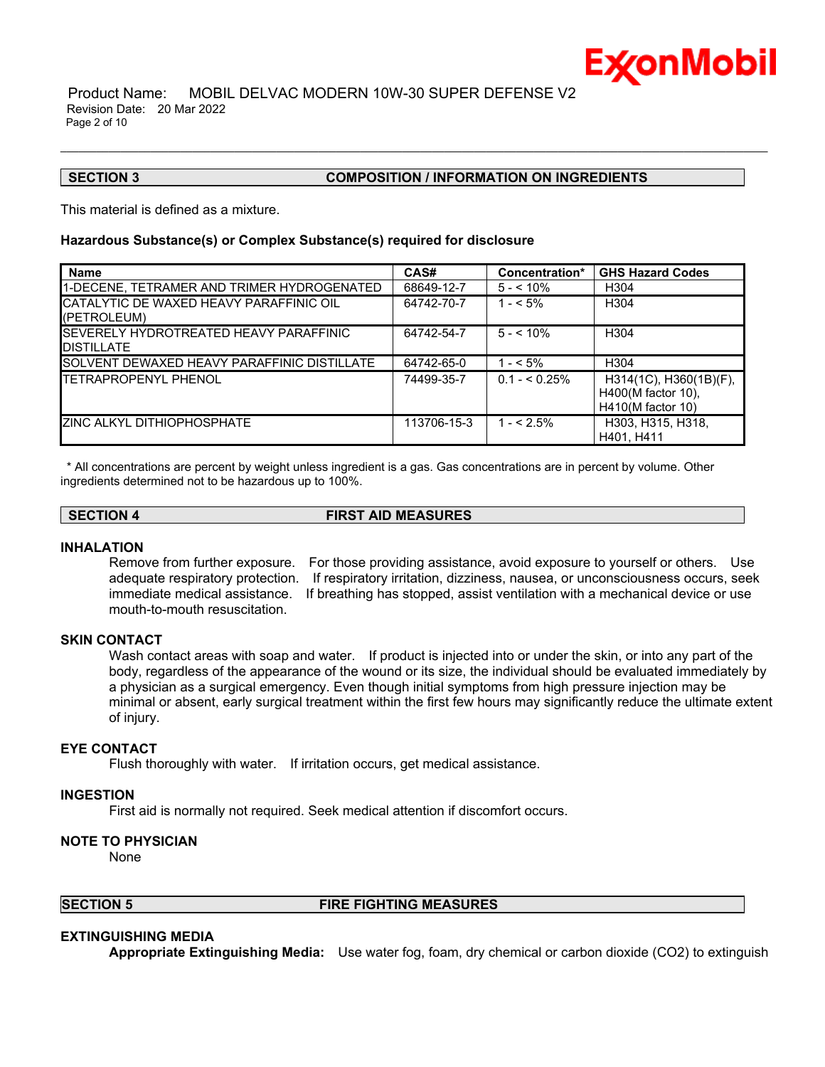## SECTION 3 COMPOSITION / INFORMATION ON INGREDIENTS

This material is defined as a mixture.

### Hazardous Substance(s) or Complex Substance(s) required for disclosure

| Name | CAS# | Concentration* | GHS Hazard Codes |
|---|---|---|---|
| 1-DECENE, TETRAMER AND TRIMER HYDROGENATED | 68649-12-7 | 5 - < 10% | H304 |
| CATALYTIC DE WAXED HEAVY PARAFFINIC OIL (PETROLEUM) | 64742-70-7 | 1 - < 5% | H304 |
| SEVERELY HYDROTREATED HEAVY PARAFFINIC DISTILLATE | 64742-54-7 | 5 - < 10% | H304 |
| SOLVENT DEWAXED HEAVY PARAFFINIC DISTILLATE | 64742-65-0 | 1 - < 5% | H304 |
| TETRAPROPENYL PHENOL | 74499-35-7 | 0.1 - < 0.25% | H314(1C), H360(1B)(F), H400(M factor 10), H410(M factor 10) |
| ZINC ALKYL DITHIOPHOSPHATE | 113706-15-3 | 1 - < 2.5% | H303, H315, H318, H401, H411 |

\* All concentrations are percent by weight unless ingredient is a gas. Gas concentrations are in percent by volume. Other ingredients determined not to be hazardous up to 100%.

## SECTION 4 FIRST AID MEASURES

### INHALATION

Remove from further exposure. For those providing assistance, avoid exposure to yourself or others. Use adequate respiratory protection. If respiratory irritation, dizziness, nausea, or unconsciousness occurs, seek immediate medical assistance. If breathing has stopped, assist ventilation with a mechanical device or use mouth-to-mouth resuscitation.

### SKIN CONTACT

Wash contact areas with soap and water. If product is injected into or under the skin, or into any part of the body, regardless of the appearance of the wound or its size, the individual should be evaluated immediately by a physician as a surgical emergency. Even though initial symptoms from high pressure injection may be minimal or absent, early surgical treatment within the first few hours may significantly reduce the ultimate extent of injury.

### EYE CONTACT

Flush thoroughly with water. If irritation occurs, get medical assistance.

### INGESTION

First aid is normally not required. Seek medical attention if discomfort occurs.

### NOTE TO PHYSICIAN

None

## SECTION 5 FIRE FIGHTING MEASURES

### EXTINGUISHING MEDIA

**Appropriate Extinguishing Media:** Use water fog, foam, dry chemical or carbon dioxide ($CO_2$) to extinguish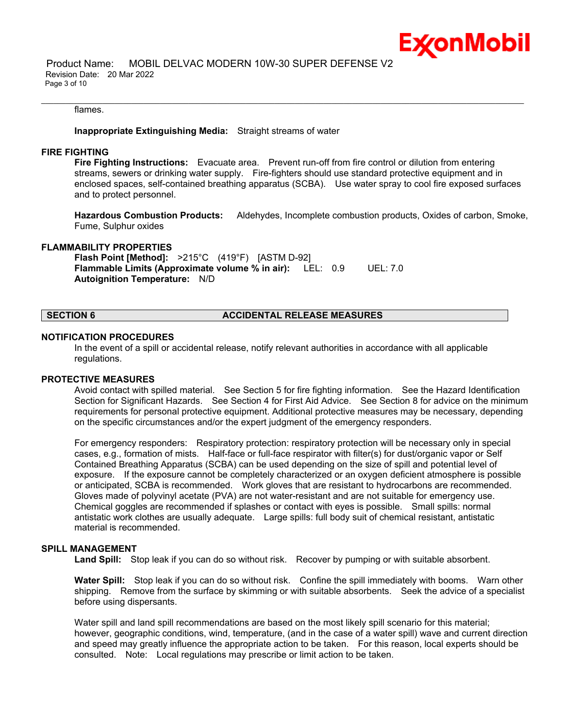flames.

**Inappropriate Extinguishing Media:** Straight streams of water

### FIRE FIGHTING

**Fire Fighting Instructions:** Evacuate area. Prevent run-off from fire control or dilution from entering streams, sewers or drinking water supply. Fire-fighters should use standard protective equipment and in enclosed spaces, self-contained breathing apparatus (SCBA). Use water spray to cool fire exposed surfaces and to protect personnel.

**Hazardous Combustion Products:** Aldehydes, Incomplete combustion products, Oxides of carbon, Smoke, Fume, Sulphur oxides

### FLAMMABILITY PROPERTIES

**Flash Point [Method]:** >215°C (419°F) [ASTM D-92]
**Flammable Limits (Approximate volume % in air):** LEL: 0.9 UEL: 7.0
**Autoignition Temperature:** N/D

## SECTION 6 ACCIDENTAL RELEASE MEASURES

### NOTIFICATION PROCEDURES

In the event of a spill or accidental release, notify relevant authorities in accordance with all applicable regulations.

### PROTECTIVE MEASURES

Avoid contact with spilled material. See Section 5 for fire fighting information. See the Hazard Identification Section for Significant Hazards. See Section 4 for First Aid Advice. See Section 8 for advice on the minimum requirements for personal protective equipment. Additional protective measures may be necessary, depending on the specific circumstances and/or the expert judgment of the emergency responders.

For emergency responders: Respiratory protection: respiratory protection will be necessary only in special cases, e.g., formation of mists. Half-face or full-face respirator with filter(s) for dust/organic vapor or Self Contained Breathing Apparatus (SCBA) can be used depending on the size of spill and potential level of exposure. If the exposure cannot be completely characterized or an oxygen deficient atmosphere is possible or anticipated, SCBA is recommended. Work gloves that are resistant to hydrocarbons are recommended. Gloves made of polyvinyl acetate (PVA) are not water-resistant and are not suitable for emergency use. Chemical goggles are recommended if splashes or contact with eyes is possible. Small spills: normal antistatic work clothes are usually adequate. Large spills: full body suit of chemical resistant, antistatic material is recommended.

### SPILL MANAGEMENT

**Land Spill:** Stop leak if you can do so without risk. Recover by pumping or with suitable absorbent.

**Water Spill:** Stop leak if you can do so without risk. Confine the spill immediately with booms. Warn other shipping. Remove from the surface by skimming or with suitable absorbents. Seek the advice of a specialist before using dispersants.

Water spill and land spill recommendations are based on the most likely spill scenario for this material; however, geographic conditions, wind, temperature, (and in the case of a water spill) wave and current direction and speed may greatly influence the appropriate action to be taken. For this reason, local experts should be consulted. Note: Local regulations may prescribe or limit action to be taken.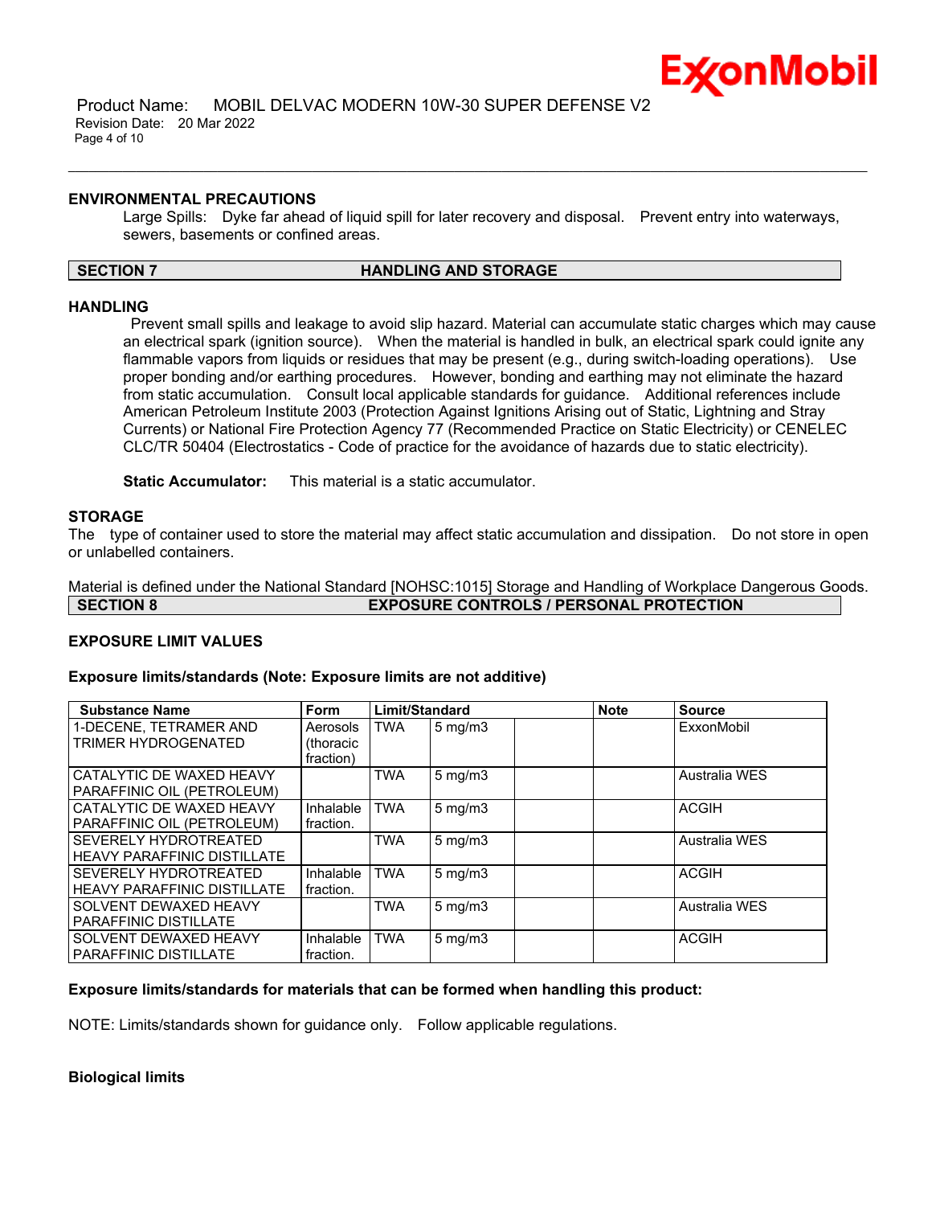### ENVIRONMENTAL PRECAUTIONS

Large Spills: Dyke far ahead of liquid spill for later recovery and disposal. Prevent entry into waterways, sewers, basements or confined areas.

## SECTION 7 HANDLING AND STORAGE

### HANDLING

Prevent small spills and leakage to avoid slip hazard. Material can accumulate static charges which may cause an electrical spark (ignition source). When the material is handled in bulk, an electrical spark could ignite any flammable vapors from liquids or residues that may be present (e.g., during switch-loading operations). Use proper bonding and/or earthing procedures. However, bonding and earthing may not eliminate the hazard from static accumulation. Consult local applicable standards for guidance. Additional references include American Petroleum Institute 2003 (Protection Against Ignitions Arising out of Static, Lightning and Stray Currents) or National Fire Protection Agency 77 (Recommended Practice on Static Electricity) or CENELEC CLC/TR 50404 (Electrostatics - Code of practice for the avoidance of hazards due to static electricity).

**Static Accumulator:** This material is a static accumulator.

### STORAGE

The type of container used to store the material may affect static accumulation and dissipation. Do not store in open or unlabelled containers.

Material is defined under the National Standard [NOHSC:1015] Storage and Handling of Workplace Dangerous Goods.

## SECTION 8 EXPOSURE CONTROLS / PERSONAL PROTECTION

### EXPOSURE LIMIT VALUES

**Exposure limits/standards (Note: Exposure limits are not additive)**

| Substance Name | Form | Limit/Standard | | | Note | Source |
|---|---|---|---|---|---|---|
| 1-DECENE, TETRAMER AND TRIMER HYDROGENATED | Aerosols (thoracic fraction) | TWA | 5 mg/m3 | | | ExxonMobil |
| CATALYTIC DE WAXED HEAVY PARAFFINIC OIL (PETROLEUM) | | TWA | 5 mg/m3 | | | Australia WES |
| CATALYTIC DE WAXED HEAVY PARAFFINIC OIL (PETROLEUM) | Inhalable fraction. | TWA | 5 mg/m3 | | | ACGIH |
| SEVERELY HYDROTREATED HEAVY PARAFFINIC DISTILLATE | | TWA | 5 mg/m3 | | | Australia WES |
| SEVERELY HYDROTREATED HEAVY PARAFFINIC DISTILLATE | Inhalable fraction. | TWA | 5 mg/m3 | | | ACGIH |
| SOLVENT DEWAXED HEAVY PARAFFINIC DISTILLATE | | TWA | 5 mg/m3 | | | Australia WES |
| SOLVENT DEWAXED HEAVY PARAFFINIC DISTILLATE | Inhalable fraction. | TWA | 5 mg/m3 | | | ACGIH |

**Exposure limits/standards for materials that can be formed when handling this product:**

NOTE: Limits/standards shown for guidance only. Follow applicable regulations.

**Biological limits**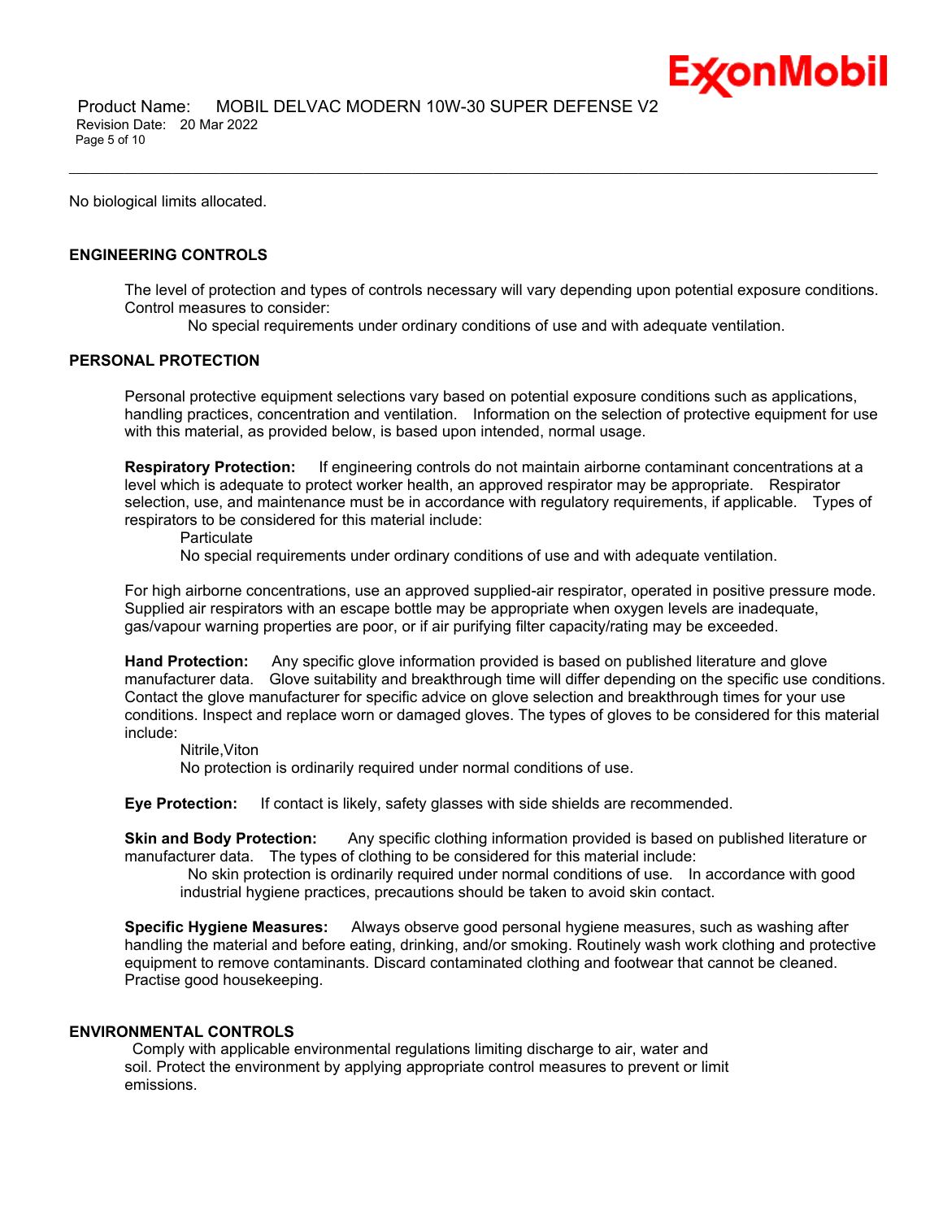No biological limits allocated.

### ENGINEERING CONTROLS

The level of protection and types of controls necessary will vary depending upon potential exposure conditions. Control measures to consider:

No special requirements under ordinary conditions of use and with adequate ventilation.

### PERSONAL PROTECTION

Personal protective equipment selections vary based on potential exposure conditions such as applications, handling practices, concentration and ventilation. Information on the selection of protective equipment for use with this material, as provided below, is based upon intended, normal usage.

**Respiratory Protection:** If engineering controls do not maintain airborne contaminant concentrations at a level which is adequate to protect worker health, an approved respirator may be appropriate. Respirator selection, use, and maintenance must be in accordance with regulatory requirements, if applicable. Types of respirators to be considered for this material include:

Particulate

No special requirements under ordinary conditions of use and with adequate ventilation.

For high airborne concentrations, use an approved supplied-air respirator, operated in positive pressure mode. Supplied air respirators with an escape bottle may be appropriate when oxygen levels are inadequate, gas/vapour warning properties are poor, or if air purifying filter capacity/rating may be exceeded.

**Hand Protection:** Any specific glove information provided is based on published literature and glove manufacturer data. Glove suitability and breakthrough time will differ depending on the specific use conditions. Contact the glove manufacturer for specific advice on glove selection and breakthrough times for your use conditions. Inspect and replace worn or damaged gloves. The types of gloves to be considered for this material include:

Nitrile,Viton

No protection is ordinarily required under normal conditions of use.

**Eye Protection:** If contact is likely, safety glasses with side shields are recommended.

**Skin and Body Protection:** Any specific clothing information provided is based on published literature or manufacturer data. The types of clothing to be considered for this material include:

No skin protection is ordinarily required under normal conditions of use. In accordance with good industrial hygiene practices, precautions should be taken to avoid skin contact.

**Specific Hygiene Measures:** Always observe good personal hygiene measures, such as washing after handling the material and before eating, drinking, and/or smoking. Routinely wash work clothing and protective equipment to remove contaminants. Discard contaminated clothing and footwear that cannot be cleaned. Practise good housekeeping.

### ENVIRONMENTAL CONTROLS

Comply with applicable environmental regulations limiting discharge to air, water and soil. Protect the environment by applying appropriate control measures to prevent or limit emissions.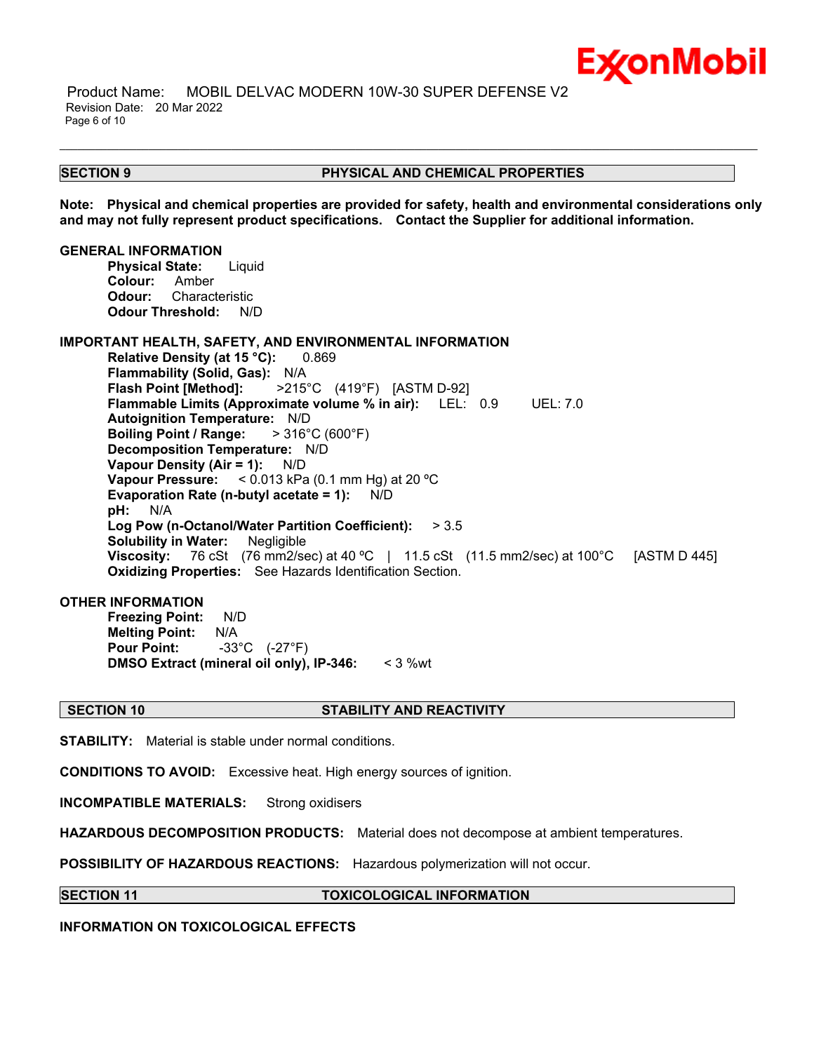## SECTION 9 PHYSICAL AND CHEMICAL PROPERTIES

**Note: Physical and chemical properties are provided for safety, health and environmental considerations only and may not fully represent product specifications. Contact the Supplier for additional information.**

**GENERAL INFORMATION**

**Physical State:** Liquid
**Colour:** Amber
**Odour:** Characteristic
**Odour Threshold:** N/D

**IMPORTANT HEALTH, SAFETY, AND ENVIRONMENTAL INFORMATION**

**Relative Density (at 15 °C):** 0.869
**Flammability (Solid, Gas):** N/A
**Flash Point [Method]:** >215°C (419°F) [ASTM D-92]
**Flammable Limits (Approximate volume % in air):** LEL: 0.9 UEL: 7.0
**Autoignition Temperature:** N/D
**Boiling Point / Range:** > 316°C (600°F)
**Decomposition Temperature:** N/D
**Vapour Density (Air = 1):** N/D
**Vapour Pressure:** < 0.013 kPa (0.1 mm Hg) at 20 ºC
**Evaporation Rate (n-butyl acetate = 1):** N/D
**pH:** N/A
**Log Pow (n-Octanol/Water Partition Coefficient):** > 3.5
**Solubility in Water:** Negligible
**Viscosity:** 76 cSt (76 mm2/sec) at 40 ºC | 11.5 cSt (11.5 mm2/sec) at 100°C [ASTM D 445]
**Oxidizing Properties:** See Hazards Identification Section.

**OTHER INFORMATION**

**Freezing Point:** N/D
**Melting Point:** N/A
**Pour Point:** -33°C (-27°F)
**DMSO Extract (mineral oil only), IP-346:** < 3 %wt

## SECTION 10 STABILITY AND REACTIVITY

**STABILITY:** Material is stable under normal conditions.

**CONDITIONS TO AVOID:** Excessive heat. High energy sources of ignition.

**INCOMPATIBLE MATERIALS:** Strong oxidisers

**HAZARDOUS DECOMPOSITION PRODUCTS:** Material does not decompose at ambient temperatures.

**POSSIBILITY OF HAZARDOUS REACTIONS:** Hazardous polymerization will not occur.

## SECTION 11 TOXICOLOGICAL INFORMATION

**INFORMATION ON TOXICOLOGICAL EFFECTS**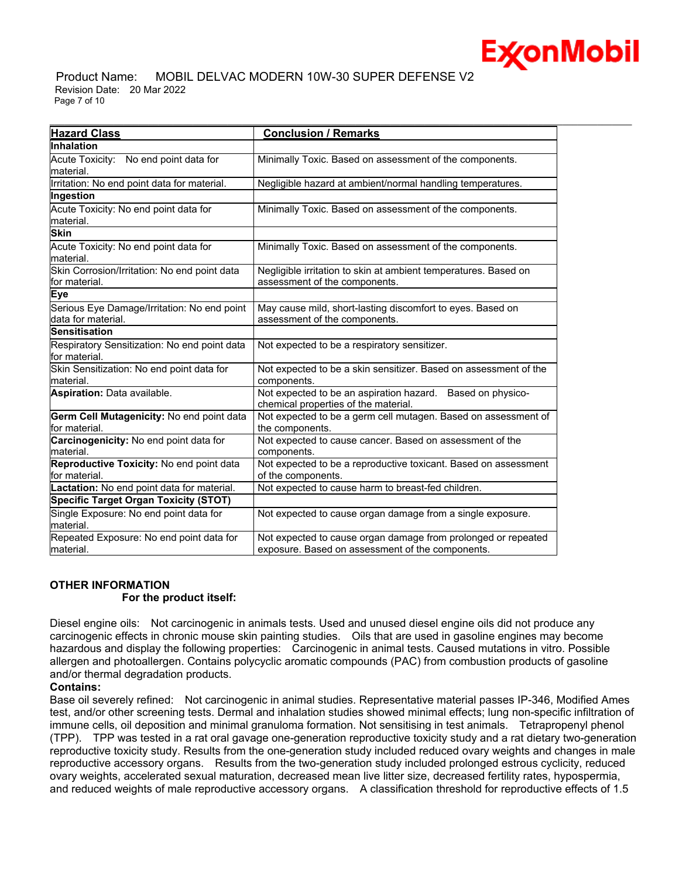| Hazard Class | Conclusion / Remarks |
|---|---|
| **Inhalation** | |
| Acute Toxicity: No end point data for material. | Minimally Toxic. Based on assessment of the components. |
| Irritation: No end point data for material. | Negligible hazard at ambient/normal handling temperatures. |
| **Ingestion** | |
| Acute Toxicity: No end point data for material. | Minimally Toxic. Based on assessment of the components. |
| **Skin** | |
| Acute Toxicity: No end point data for material. | Minimally Toxic. Based on assessment of the components. |
| Skin Corrosion/Irritation: No end point data for material. | Negligible irritation to skin at ambient temperatures. Based on assessment of the components. |
| **Eye** | |
| Serious Eye Damage/Irritation: No end point data for material. | May cause mild, short-lasting discomfort to eyes. Based on assessment of the components. |
| **Sensitisation** | |
| Respiratory Sensitization: No end point data for material. | Not expected to be a respiratory sensitizer. |
| Skin Sensitization: No end point data for material. | Not expected to be a skin sensitizer. Based on assessment of the components. |
| **Aspiration:** Data available. | Not expected to be an aspiration hazard. Based on physico-chemical properties of the material. |
| **Germ Cell Mutagenicity:** No end point data for material. | Not expected to be a germ cell mutagen. Based on assessment of the components. |
| **Carcinogenicity:** No end point data for material. | Not expected to cause cancer. Based on assessment of the components. |
| **Reproductive Toxicity:** No end point data for material. | Not expected to be a reproductive toxicant. Based on assessment of the components. |
| **Lactation:** No end point data for material. | Not expected to cause harm to breast-fed children. |
| **Specific Target Organ Toxicity (STOT)** | |
| Single Exposure: No end point data for material. | Not expected to cause organ damage from a single exposure. |
| Repeated Exposure: No end point data for material. | Not expected to cause organ damage from prolonged or repeated exposure. Based on assessment of the components. |

**OTHER INFORMATION**

**For the product itself:**

Diesel engine oils: Not carcinogenic in animals tests. Used and unused diesel engine oils did not produce any carcinogenic effects in chronic mouse skin painting studies. Oils that are used in gasoline engines may become hazardous and display the following properties: Carcinogenic in animal tests. Caused mutations in vitro. Possible allergen and photoallergen. Contains polycyclic aromatic compounds (PAC) from combustion products of gasoline and/or thermal degradation products.

**Contains:**

Base oil severely refined: Not carcinogenic in animal studies. Representative material passes IP-346, Modified Ames test, and/or other screening tests. Dermal and inhalation studies showed minimal effects; lung non-specific infiltration of immune cells, oil deposition and minimal granuloma formation. Not sensitising in test animals. Tetrapropenyl phenol (TPP). TPP was tested in a rat oral gavage one-generation reproductive toxicity study and a rat dietary two-generation reproductive toxicity study. Results from the one-generation study included reduced ovary weights and changes in male reproductive accessory organs. Results from the two-generation study included prolonged estrous cyclicity, reduced ovary weights, accelerated sexual maturation, decreased mean live litter size, decreased fertility rates, hypospermia, and reduced weights of male reproductive accessory organs. A classification threshold for reproductive effects of 1.5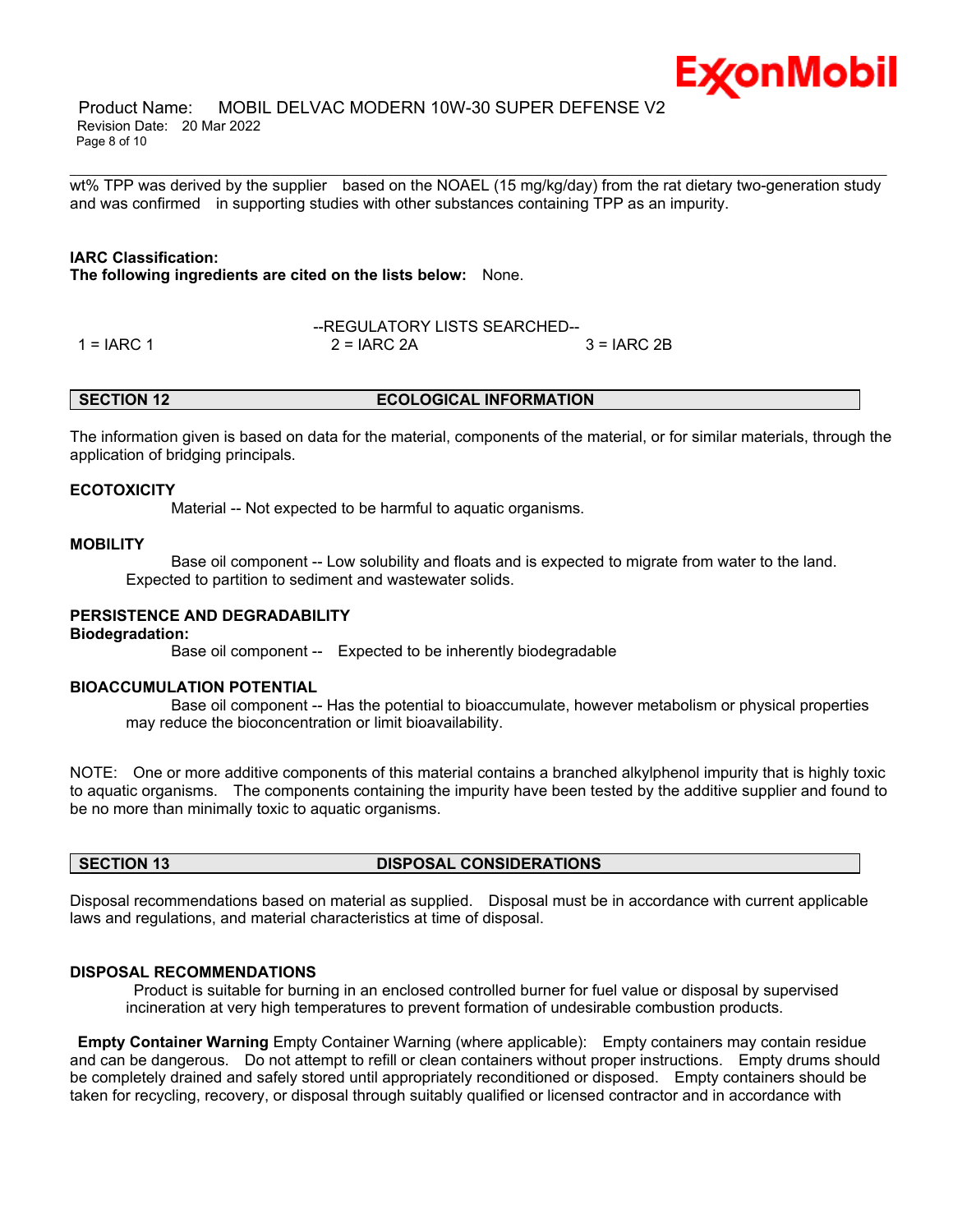wt% TPP was derived by the supplier based on the NOAEL (15 mg/kg/day) from the rat dietary two-generation study and was confirmed in supporting studies with other substances containing TPP as an impurity.

**IARC Classification:**
**The following ingredients are cited on the lists below:** None.

--REGULATORY LISTS SEARCHED--

| 1 = IARC 1 | 2 = IARC 2A | 3 = IARC 2B |
|---|---|---|

## SECTION 12 ECOLOGICAL INFORMATION

The information given is based on data for the material, components of the material, or for similar materials, through the application of bridging principals.

### ECOTOXICITY

Material -- Not expected to be harmful to aquatic organisms.

### MOBILITY

Base oil component -- Low solubility and floats and is expected to migrate from water to the land. Expected to partition to sediment and wastewater solids.

### PERSISTENCE AND DEGRADABILITY

**Biodegradation:**

Base oil component -- Expected to be inherently biodegradable

### BIOACCUMULATION POTENTIAL

Base oil component -- Has the potential to bioaccumulate, however metabolism or physical properties may reduce the bioconcentration or limit bioavailability.

NOTE: One or more additive components of this material contains a branched alkylphenol impurity that is highly toxic to aquatic organisms. The components containing the impurity have been tested by the additive supplier and found to be no more than minimally toxic to aquatic organisms.

## SECTION 13 DISPOSAL CONSIDERATIONS

Disposal recommendations based on material as supplied. Disposal must be in accordance with current applicable laws and regulations, and material characteristics at time of disposal.

### DISPOSAL RECOMMENDATIONS

Product is suitable for burning in an enclosed controlled burner for fuel value or disposal by supervised incineration at very high temperatures to prevent formation of undesirable combustion products.

**Empty Container Warning** Empty Container Warning (where applicable): Empty containers may contain residue and can be dangerous. Do not attempt to refill or clean containers without proper instructions. Empty drums should be completely drained and safely stored until appropriately reconditioned or disposed. Empty containers should be taken for recycling, recovery, or disposal through suitably qualified or licensed contractor and in accordance with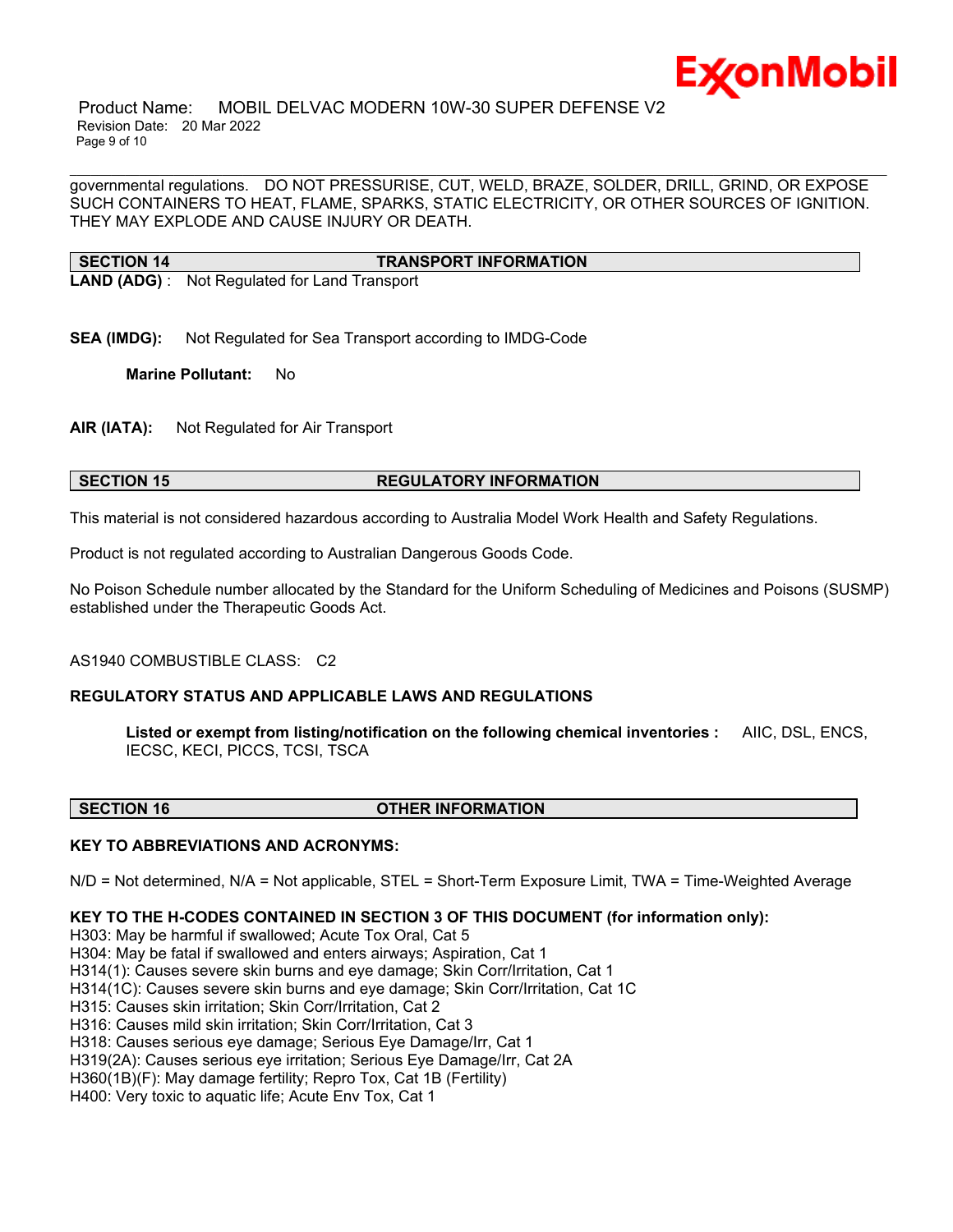governmental regulations. DO NOT PRESSURISE, CUT, WELD, BRAZE, SOLDER, DRILL, GRIND, OR EXPOSE SUCH CONTAINERS TO HEAT, FLAME, SPARKS, STATIC ELECTRICITY, OR OTHER SOURCES OF IGNITION. THEY MAY EXPLODE AND CAUSE INJURY OR DEATH.

## SECTION 14 TRANSPORT INFORMATION

**LAND (ADG)** : Not Regulated for Land Transport

**SEA (IMDG):** Not Regulated for Sea Transport according to IMDG-Code

**Marine Pollutant:** No

**AIR (IATA):** Not Regulated for Air Transport

## SECTION 15 REGULATORY INFORMATION

This material is not considered hazardous according to Australia Model Work Health and Safety Regulations.

Product is not regulated according to Australian Dangerous Goods Code.

No Poison Schedule number allocated by the Standard for the Uniform Scheduling of Medicines and Poisons (SUSMP) established under the Therapeutic Goods Act.

AS1940 COMBUSTIBLE CLASS: C2

**REGULATORY STATUS AND APPLICABLE LAWS AND REGULATIONS**

**Listed or exempt from listing/notification on the following chemical inventories :** AIIC, DSL, ENCS, IECSC, KECI, PICCS, TCSI, TSCA

## SECTION 16 OTHER INFORMATION

**KEY TO ABBREVIATIONS AND ACRONYMS:**

N/D = Not determined, N/A = Not applicable, STEL = Short-Term Exposure Limit, TWA = Time-Weighted Average

**KEY TO THE H-CODES CONTAINED IN SECTION 3 OF THIS DOCUMENT (for information only):**

H303: May be harmful if swallowed; Acute Tox Oral, Cat 5
H304: May be fatal if swallowed and enters airways; Aspiration, Cat 1
H314(1): Causes severe skin burns and eye damage; Skin Corr/Irritation, Cat 1
H314(1C): Causes severe skin burns and eye damage; Skin Corr/Irritation, Cat 1C
H315: Causes skin irritation; Skin Corr/Irritation, Cat 2
H316: Causes mild skin irritation; Skin Corr/Irritation, Cat 3
H318: Causes serious eye damage; Serious Eye Damage/Irr, Cat 1
H319(2A): Causes serious eye irritation; Serious Eye Damage/Irr, Cat 2A
H360(1B)(F): May damage fertility; Repro Tox, Cat 1B (Fertility)
H400: Very toxic to aquatic life; Acute Env Tox, Cat 1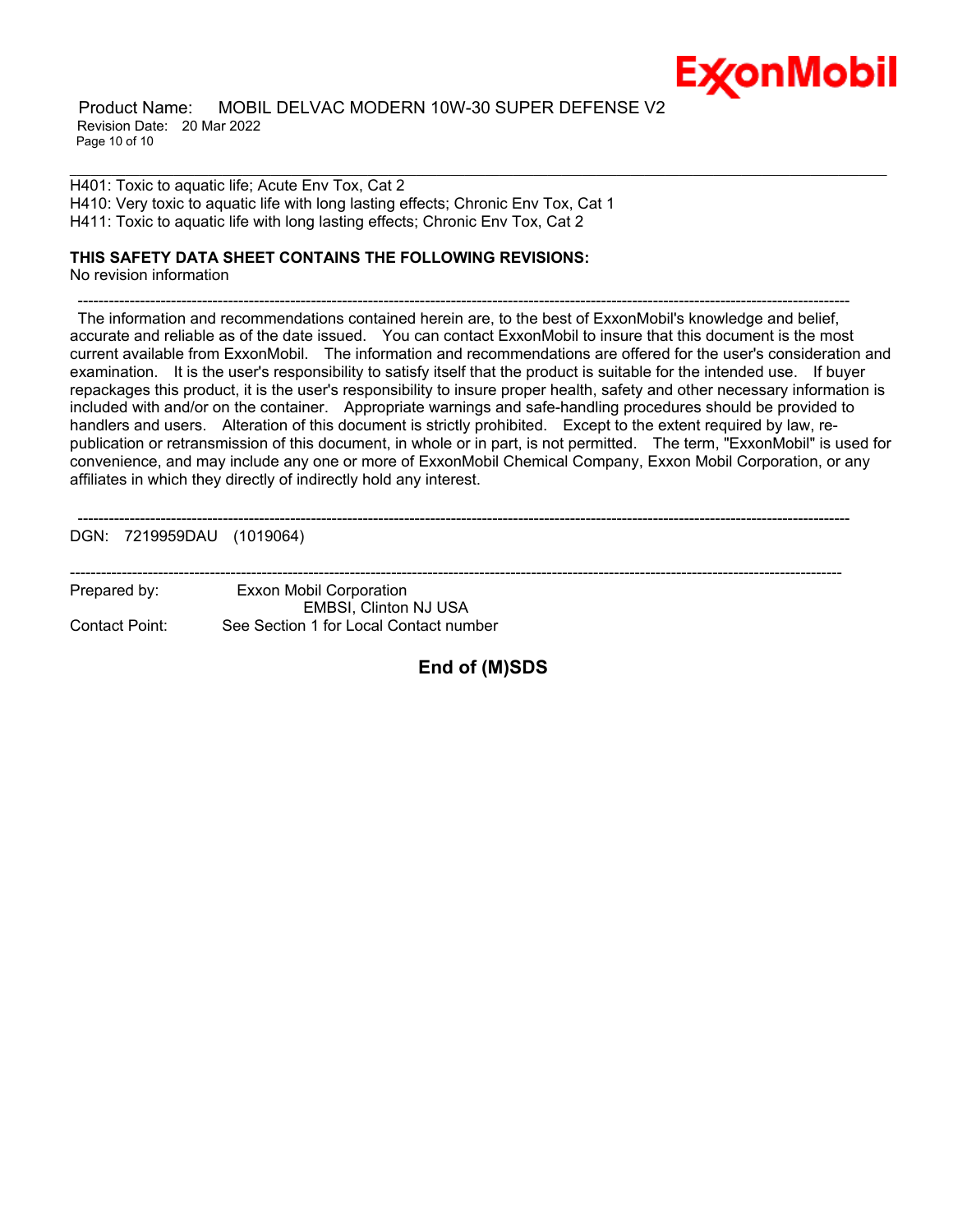H401: Toxic to aquatic life; Acute Env Tox, Cat 2
H410: Very toxic to aquatic life with long lasting effects; Chronic Env Tox, Cat 1
H411: Toxic to aquatic life with long lasting effects; Chronic Env Tox, Cat 2

**THIS SAFETY DATA SHEET CONTAINS THE FOLLOWING REVISIONS:**
No revision information

-----------------------------------------------------------------------------------------------------------------------------------------------

The information and recommendations contained herein are, to the best of ExxonMobil's knowledge and belief, accurate and reliable as of the date issued. You can contact ExxonMobil to insure that this document is the most current available from ExxonMobil. The information and recommendations are offered for the user's consideration and examination. It is the user's responsibility to satisfy itself that the product is suitable for the intended use. If buyer repackages this product, it is the user's responsibility to insure proper health, safety and other necessary information is included with and/or on the container. Appropriate warnings and safe-handling procedures should be provided to handlers and users. Alteration of this document is strictly prohibited. Except to the extent required by law, re-publication or retransmission of this document, in whole or in part, is not permitted. The term, "ExxonMobil" is used for convenience, and may include any one or more of ExxonMobil Chemical Company, Exxon Mobil Corporation, or any affiliates in which they directly of indirectly hold any interest.

-----------------------------------------------------------------------------------------------------------------------------------------------

DGN: 7219959DAU (1019064)

-----------------------------------------------------------------------------------------------------------------------------------------------

Prepared by: Exxon Mobil Corporation
EMBSI, Clinton NJ USA
Contact Point: See Section 1 for Local Contact number

**End of (M)SDS**